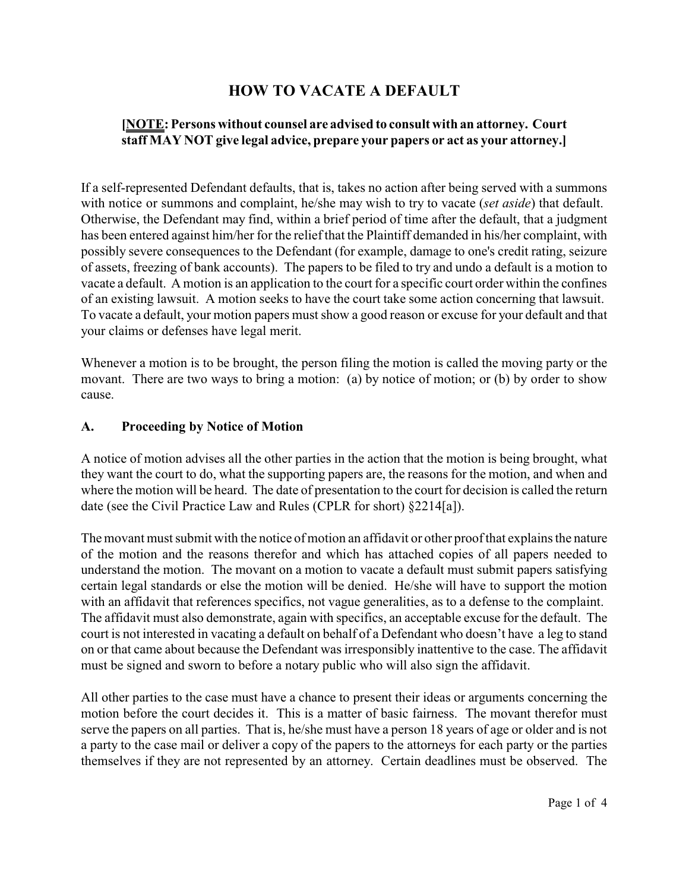# HOW TO VACATE A DEFAULT

**[<u>NOTE</u>: Persons without counsel are advised to consult with an attorney. Court staff MAY NOT give legal advice, prepare your papers or act as your attorney.]**

If a self-represented Defendant defaults, that is, takes no action after being served with a summons with notice or summons and complaint, he/she may wish to try to vacate (*set aside*) that default. Otherwise, the Defendant may find, within a brief period of time after the default, that a judgment has been entered against him/her for the relief that the Plaintiff demanded in his/her complaint, with possibly severe consequences to the Defendant (for example, damage to one's credit rating, seizure of assets, freezing of bank accounts). The papers to be filed to try and undo a default is a motion to vacate a default. A motion is an application to the court for a specific court order within the confines of an existing lawsuit. A motion seeks to have the court take some action concerning that lawsuit. To vacate a default, your motion papers must show a good reason or excuse for your default and that your claims or defenses have legal merit.

Whenever a motion is to be brought, the person filing the motion is called the moving party or the movant. There are two ways to bring a motion: (a) by notice of motion; or (b) by order to show cause.

## A. Proceeding by Notice of Motion

A notice of motion advises all the other parties in the action that the motion is being brought, what they want the court to do, what the supporting papers are, the reasons for the motion, and when and where the motion will be heard. The date of presentation to the court for decision is called the return date (see the Civil Practice Law and Rules (CPLR for short) §2214[a]).

The movant must submit with the notice of motion an affidavit or other proof that explains the nature of the motion and the reasons therefor and which has attached copies of all papers needed to understand the motion. The movant on a motion to vacate a default must submit papers satisfying certain legal standards or else the motion will be denied. He/she will have to support the motion with an affidavit that references specifics, not vague generalities, as to a defense to the complaint. The affidavit must also demonstrate, again with specifics, an acceptable excuse for the default. The court is not interested in vacating a default on behalf of a Defendant who doesn't have a leg to stand on or that came about because the Defendant was irresponsibly inattentive to the case. The affidavit must be signed and sworn to before a notary public who will also sign the affidavit.

All other parties to the case must have a chance to present their ideas or arguments concerning the motion before the court decides it. This is a matter of basic fairness. The movant therefor must serve the papers on all parties. That is, he/she must have a person 18 years of age or older and is not a party to the case mail or deliver a copy of the papers to the attorneys for each party or the parties themselves if they are not represented by an attorney. Certain deadlines must be observed. The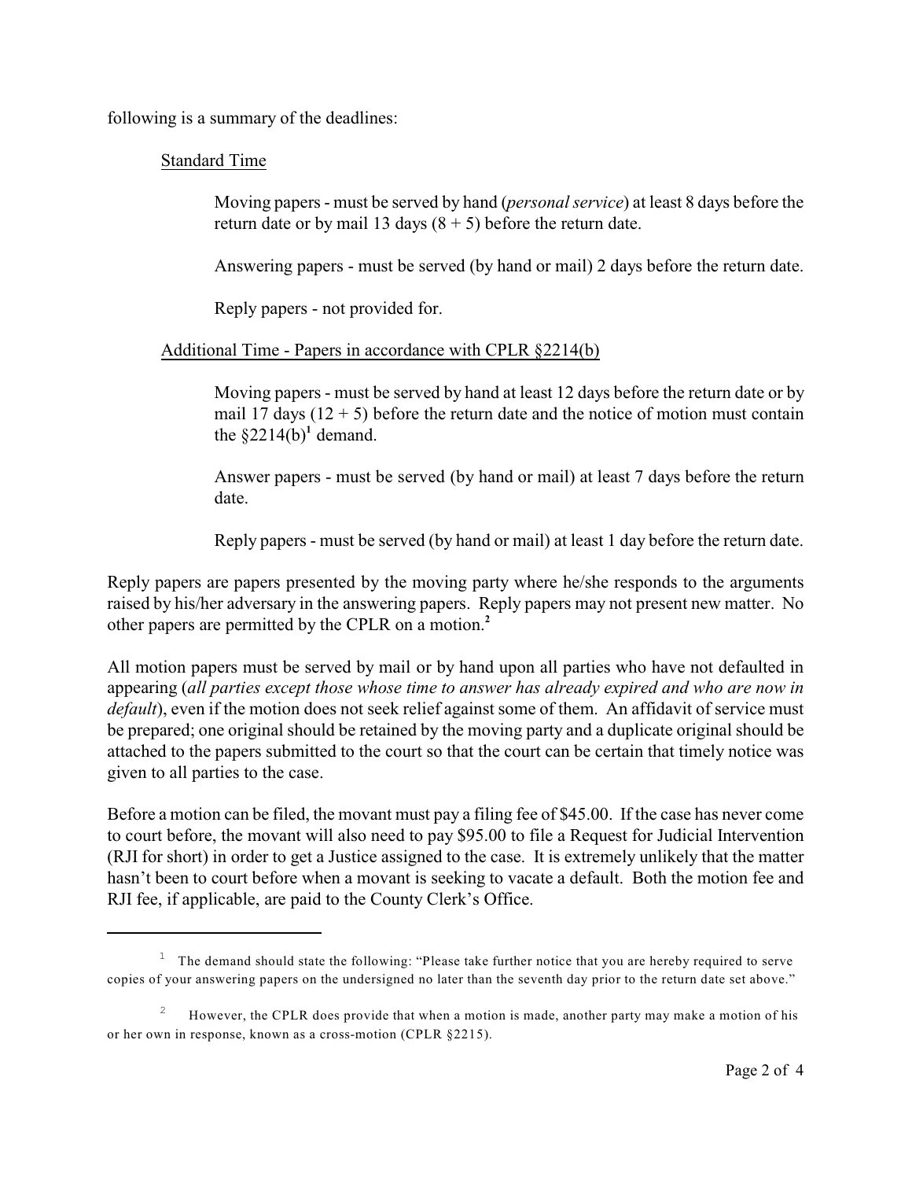following is a summary of the deadlines:

<u>Standard Time</u>

Moving papers - must be served by hand (*personal service*) at least 8 days before the return date or by mail 13 days (8 + 5) before the return date.

Answering papers - must be served (by hand or mail) 2 days before the return date.

Reply papers - not provided for.

<u>Additional Time - Papers in accordance with CPLR §2214(b)</u>

Moving papers - must be served by hand at least 12 days before the return date or by mail 17 days (12 + 5) before the return date and the notice of motion must contain the §2214(b)[1] demand.

Answer papers - must be served (by hand or mail) at least 7 days before the return date.

Reply papers - must be served (by hand or mail) at least 1 day before the return date.

Reply papers are papers presented by the moving party where he/she responds to the arguments raised by his/her adversary in the answering papers. Reply papers may not present new matter. No other papers are permitted by the CPLR on a motion.[2]

All motion papers must be served by mail or by hand upon all parties who have not defaulted in appearing (*all parties except those whose time to answer has already expired and who are now in default*), even if the motion does not seek relief against some of them. An affidavit of service must be prepared; one original should be retained by the moving party and a duplicate original should be attached to the papers submitted to the court so that the court can be certain that timely notice was given to all parties to the case.

Before a motion can be filed, the movant must pay a filing fee of $45.00. If the case has never come to court before, the movant will also need to pay $95.00 to file a Request for Judicial Intervention (RJI for short) in order to get a Justice assigned to the case. It is extremely unlikely that the matter hasn't been to court before when a movant is seeking to vacate a default. Both the motion fee and RJI fee, if applicable, are paid to the County Clerk's Office.

---

[1] The demand should state the following: "Please take further notice that you are hereby required to serve copies of your answering papers on the undersigned no later than the seventh day prior to the return date set above."

[2] However, the CPLR does provide that when a motion is made, another party may make a motion of his or her own in response, known as a cross-motion (CPLR §2215).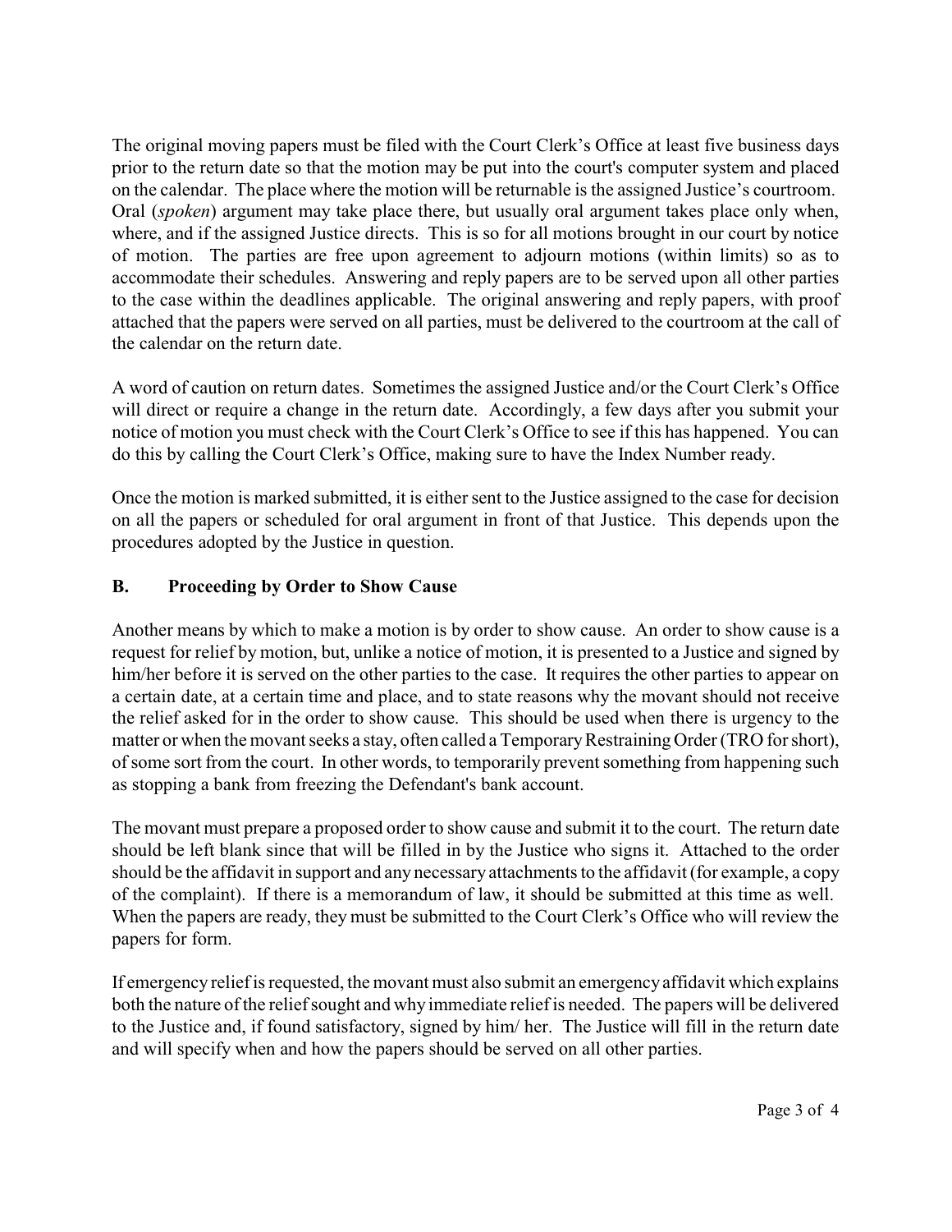The original moving papers must be filed with the Court Clerk's Office at least five business days prior to the return date so that the motion may be put into the court's computer system and placed on the calendar. The place where the motion will be returnable is the assigned Justice's courtroom. Oral (*spoken*) argument may take place there, but usually oral argument takes place only when, where, and if the assigned Justice directs. This is so for all motions brought in our court by notice of motion. The parties are free upon agreement to adjourn motions (within limits) so as to accommodate their schedules. Answering and reply papers are to be served upon all other parties to the case within the deadlines applicable. The original answering and reply papers, with proof attached that the papers were served on all parties, must be delivered to the courtroom at the call of the calendar on the return date.

A word of caution on return dates. Sometimes the assigned Justice and/or the Court Clerk's Office will direct or require a change in the return date. Accordingly, a few days after you submit your notice of motion you must check with the Court Clerk's Office to see if this has happened. You can do this by calling the Court Clerk's Office, making sure to have the Index Number ready.

Once the motion is marked submitted, it is either sent to the Justice assigned to the case for decision on all the papers or scheduled for oral argument in front of that Justice. This depends upon the procedures adopted by the Justice in question.

## B. Proceeding by Order to Show Cause

Another means by which to make a motion is by order to show cause. An order to show cause is a request for relief by motion, but, unlike a notice of motion, it is presented to a Justice and signed by him/her before it is served on the other parties to the case. It requires the other parties to appear on a certain date, at a certain time and place, and to state reasons why the movant should not receive the relief asked for in the order to show cause. This should be used when there is urgency to the matter or when the movant seeks a stay, often called a Temporary Restraining Order (TRO for short), of some sort from the court. In other words, to temporarily prevent something from happening such as stopping a bank from freezing the Defendant's bank account.

The movant must prepare a proposed order to show cause and submit it to the court. The return date should be left blank since that will be filled in by the Justice who signs it. Attached to the order should be the affidavit in support and any necessary attachments to the affidavit (for example, a copy of the complaint). If there is a memorandum of law, it should be submitted at this time as well. When the papers are ready, they must be submitted to the Court Clerk's Office who will review the papers for form.

If emergency relief is requested, the movant must also submit an emergency affidavit which explains both the nature of the relief sought and why immediate relief is needed. The papers will be delivered to the Justice and, if found satisfactory, signed by him/ her. The Justice will fill in the return date and will specify when and how the papers should be served on all other parties.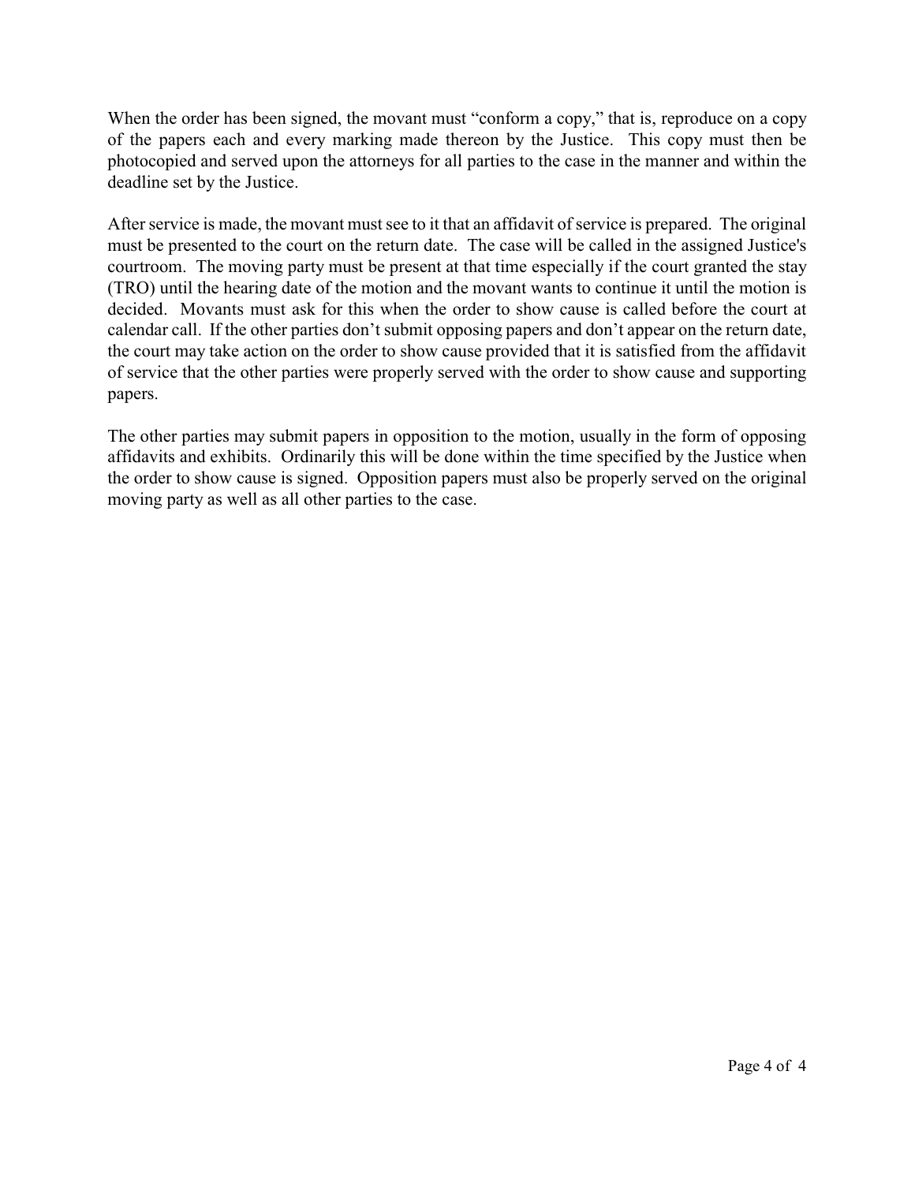When the order has been signed, the movant must "conform a copy," that is, reproduce on a copy of the papers each and every marking made thereon by the Justice. This copy must then be photocopied and served upon the attorneys for all parties to the case in the manner and within the deadline set by the Justice.

After service is made, the movant must see to it that an affidavit of service is prepared. The original must be presented to the court on the return date. The case will be called in the assigned Justice's courtroom. The moving party must be present at that time especially if the court granted the stay (TRO) until the hearing date of the motion and the movant wants to continue it until the motion is decided. Movants must ask for this when the order to show cause is called before the court at calendar call. If the other parties don't submit opposing papers and don't appear on the return date, the court may take action on the order to show cause provided that it is satisfied from the affidavit of service that the other parties were properly served with the order to show cause and supporting papers.

The other parties may submit papers in opposition to the motion, usually in the form of opposing affidavits and exhibits. Ordinarily this will be done within the time specified by the Justice when the order to show cause is signed. Opposition papers must also be properly served on the original moving party as well as all other parties to the case.